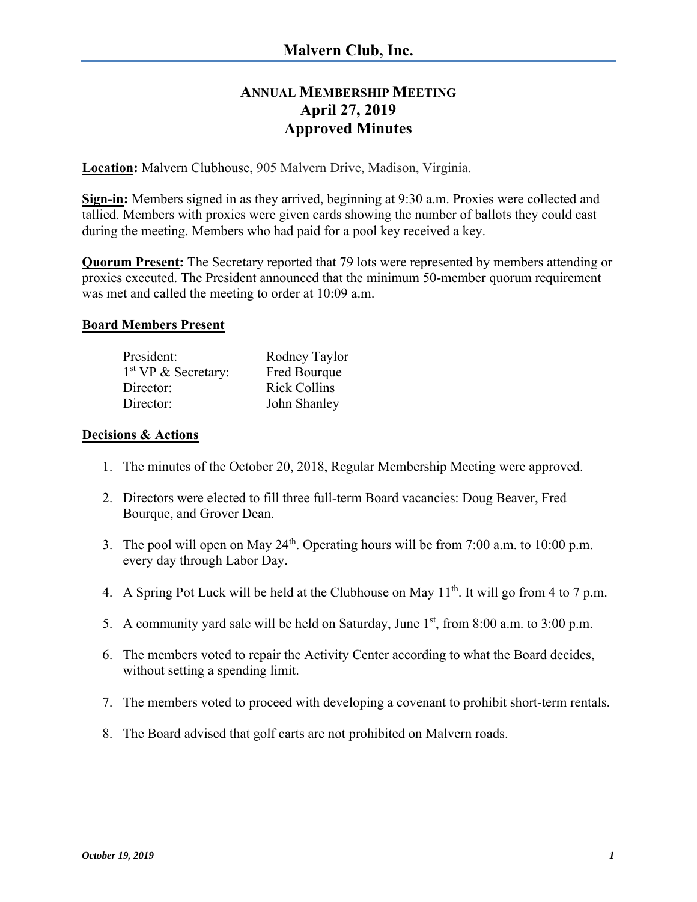# Malvern Club, Inc.

## Annual Membership Meeting
## April 27, 2019
## Approved Minutes

**Location:** Malvern Clubhouse, 905 Malvern Drive, Madison, Virginia.

**Sign-in:** Members signed in as they arrived, beginning at 9:30 a.m. Proxies were collected and tallied. Members with proxies were given cards showing the number of ballots they could cast during the meeting. Members who had paid for a pool key received a key.

**Quorum Present:** The Secretary reported that 79 lots were represented by members attending or proxies executed. The President announced that the minimum 50-member quorum requirement was met and called the meeting to order at 10:09 a.m.

**Board Members Present**

| | |
|---|---|
| President: | Rodney Taylor |
| 1st VP & Secretary: | Fred Bourque |
| Director: | Rick Collins |
| Director: | John Shanley |

**Decisions & Actions**

1. The minutes of the October 20, 2018, Regular Membership Meeting were approved.

2. Directors were elected to fill three full-term Board vacancies: Doug Beaver, Fred Bourque, and Grover Dean.

3. The pool will open on May 24th. Operating hours will be from 7:00 a.m. to 10:00 p.m. every day through Labor Day.

4. A Spring Pot Luck will be held at the Clubhouse on May 11th. It will go from 4 to 7 p.m.

5. A community yard sale will be held on Saturday, June 1st, from 8:00 a.m. to 3:00 p.m.

6. The members voted to repair the Activity Center according to what the Board decides, without setting a spending limit.

7. The members voted to proceed with developing a covenant to prohibit short-term rentals.

8. The Board advised that golf carts are not prohibited on Malvern roads.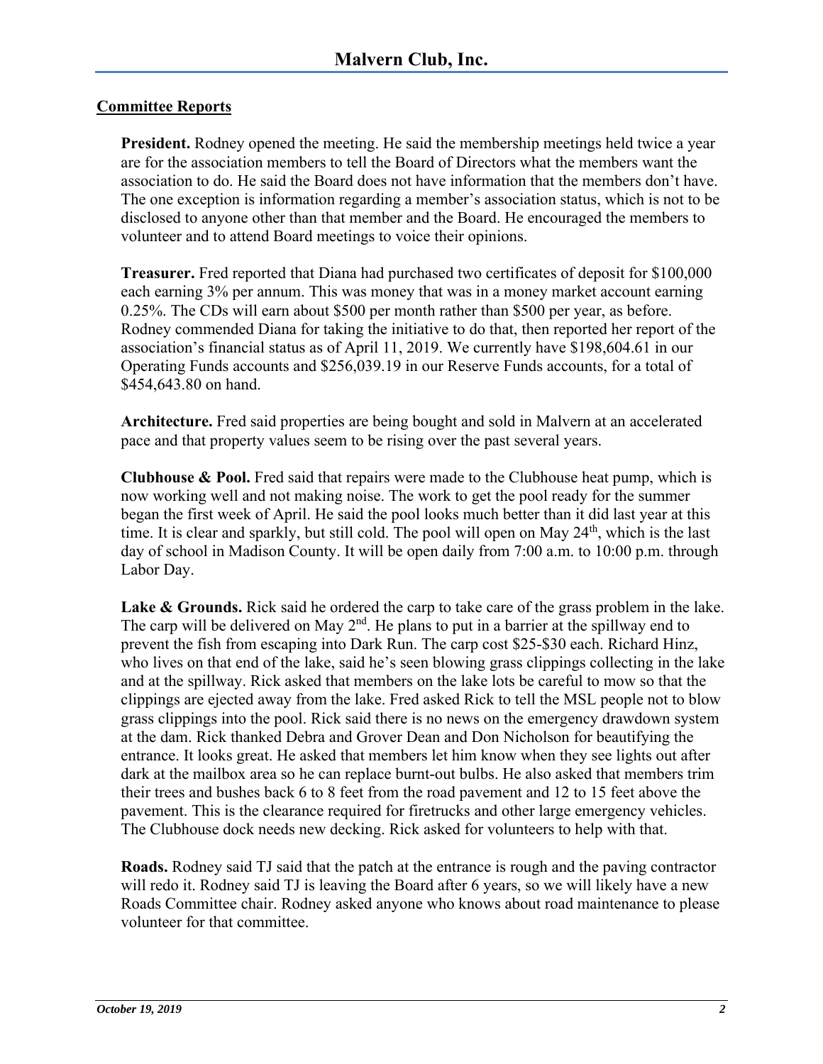## Committee Reports

**President.** Rodney opened the meeting. He said the membership meetings held twice a year are for the association members to tell the Board of Directors what the members want the association to do. He said the Board does not have information that the members don't have. The one exception is information regarding a member's association status, which is not to be disclosed to anyone other than that member and the Board. He encouraged the members to volunteer and to attend Board meetings to voice their opinions.

**Treasurer.** Fred reported that Diana had purchased two certificates of deposit for $100,000 each earning 3% per annum. This was money that was in a money market account earning 0.25%. The CDs will earn about $500 per month rather than $500 per year, as before. Rodney commended Diana for taking the initiative to do that, then reported her report of the association's financial status as of April 11, 2019. We currently have $198,604.61 in our Operating Funds accounts and $256,039.19 in our Reserve Funds accounts, for a total of $454,643.80 on hand.

**Architecture.** Fred said properties are being bought and sold in Malvern at an accelerated pace and that property values seem to be rising over the past several years.

**Clubhouse & Pool.** Fred said that repairs were made to the Clubhouse heat pump, which is now working well and not making noise. The work to get the pool ready for the summer began the first week of April. He said the pool looks much better than it did last year at this time. It is clear and sparkly, but still cold. The pool will open on May 24th, which is the last day of school in Madison County. It will be open daily from 7:00 a.m. to 10:00 p.m. through Labor Day.

**Lake & Grounds.** Rick said he ordered the carp to take care of the grass problem in the lake. The carp will be delivered on May 2nd. He plans to put in a barrier at the spillway end to prevent the fish from escaping into Dark Run. The carp cost $25-$30 each. Richard Hinz, who lives on that end of the lake, said he's seen blowing grass clippings collecting in the lake and at the spillway. Rick asked that members on the lake lots be careful to mow so that the clippings are ejected away from the lake. Fred asked Rick to tell the MSL people not to blow grass clippings into the pool. Rick said there is no news on the emergency drawdown system at the dam. Rick thanked Debra and Grover Dean and Don Nicholson for beautifying the entrance. It looks great. He asked that members let him know when they see lights out after dark at the mailbox area so he can replace burnt-out bulbs. He also asked that members trim their trees and bushes back 6 to 8 feet from the road pavement and 12 to 15 feet above the pavement. This is the clearance required for firetrucks and other large emergency vehicles. The Clubhouse dock needs new decking. Rick asked for volunteers to help with that.

**Roads.** Rodney said TJ said that the patch at the entrance is rough and the paving contractor will redo it. Rodney said TJ is leaving the Board after 6 years, so we will likely have a new Roads Committee chair. Rodney asked anyone who knows about road maintenance to please volunteer for that committee.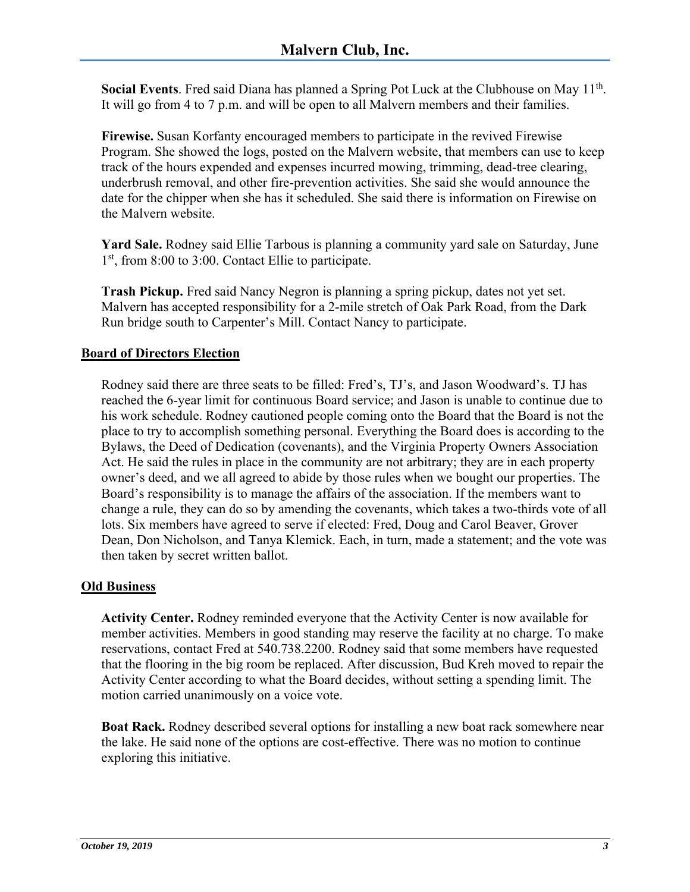**Social Events**. Fred said Diana has planned a Spring Pot Luck at the Clubhouse on May 11th. It will go from 4 to 7 p.m. and will be open to all Malvern members and their families.

**Firewise.** Susan Korfanty encouraged members to participate in the revived Firewise Program. She showed the logs, posted on the Malvern website, that members can use to keep track of the hours expended and expenses incurred mowing, trimming, dead-tree clearing, underbrush removal, and other fire-prevention activities. She said she would announce the date for the chipper when she has it scheduled. She said there is information on Firewise on the Malvern website.

**Yard Sale.** Rodney said Ellie Tarbous is planning a community yard sale on Saturday, June 1st, from 8:00 to 3:00. Contact Ellie to participate.

**Trash Pickup.** Fred said Nancy Negron is planning a spring pickup, dates not yet set. Malvern has accepted responsibility for a 2-mile stretch of Oak Park Road, from the Dark Run bridge south to Carpenter's Mill. Contact Nancy to participate.

## Board of Directors Election

Rodney said there are three seats to be filled: Fred's, TJ's, and Jason Woodward's. TJ has reached the 6-year limit for continuous Board service; and Jason is unable to continue due to his work schedule. Rodney cautioned people coming onto the Board that the Board is not the place to try to accomplish something personal. Everything the Board does is according to the Bylaws, the Deed of Dedication (covenants), and the Virginia Property Owners Association Act. He said the rules in place in the community are not arbitrary; they are in each property owner's deed, and we all agreed to abide by those rules when we bought our properties. The Board's responsibility is to manage the affairs of the association. If the members want to change a rule, they can do so by amending the covenants, which takes a two-thirds vote of all lots. Six members have agreed to serve if elected: Fred, Doug and Carol Beaver, Grover Dean, Don Nicholson, and Tanya Klemick. Each, in turn, made a statement; and the vote was then taken by secret written ballot.

## Old Business

**Activity Center.** Rodney reminded everyone that the Activity Center is now available for member activities. Members in good standing may reserve the facility at no charge. To make reservations, contact Fred at 540.738.2200. Rodney said that some members have requested that the flooring in the big room be replaced. After discussion, Bud Kreh moved to repair the Activity Center according to what the Board decides, without setting a spending limit. The motion carried unanimously on a voice vote.

**Boat Rack.** Rodney described several options for installing a new boat rack somewhere near the lake. He said none of the options are cost-effective. There was no motion to continue exploring this initiative.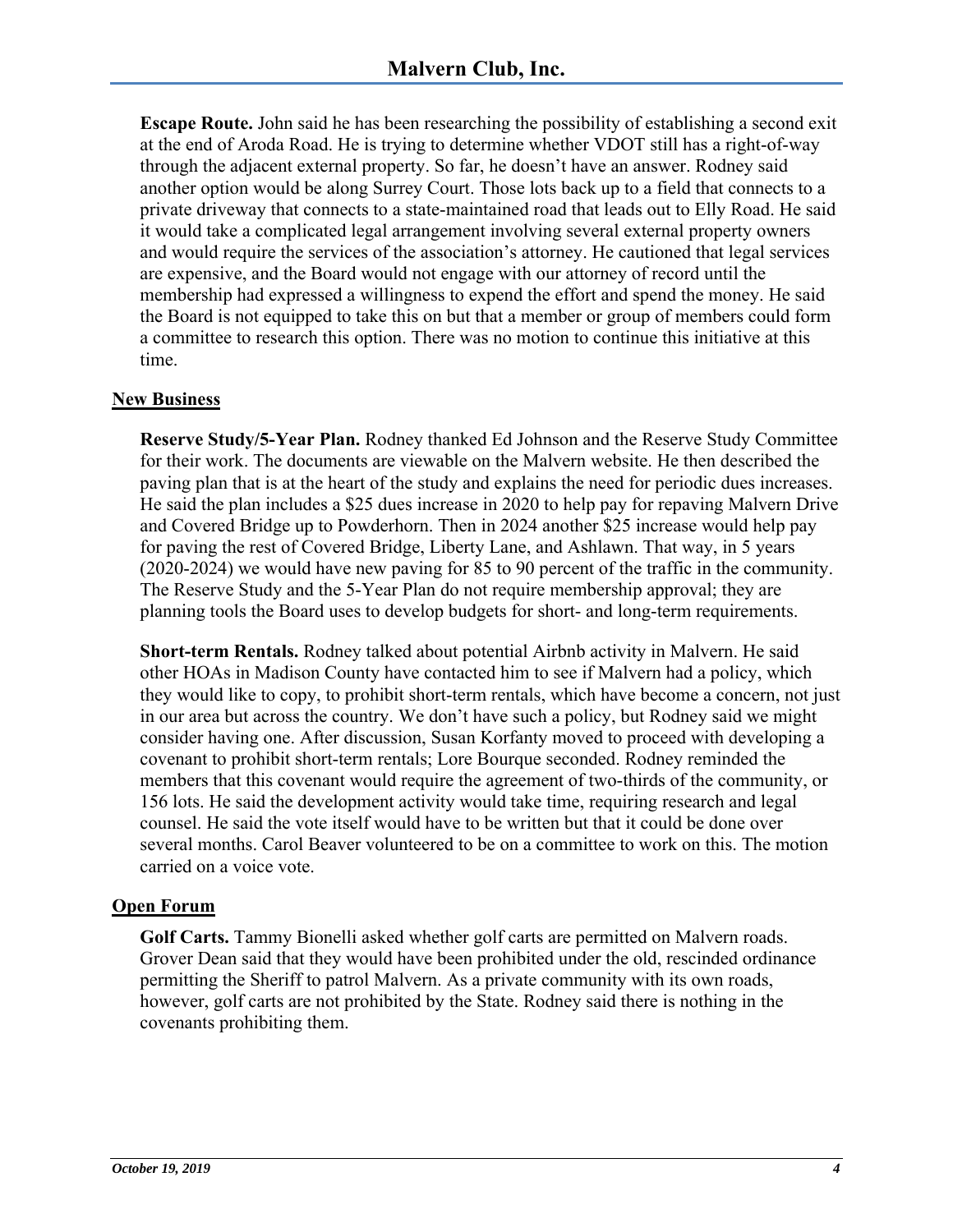**Escape Route.** John said he has been researching the possibility of establishing a second exit at the end of Aroda Road. He is trying to determine whether VDOT still has a right-of-way through the adjacent external property. So far, he doesn't have an answer. Rodney said another option would be along Surrey Court. Those lots back up to a field that connects to a private driveway that connects to a state-maintained road that leads out to Elly Road. He said it would take a complicated legal arrangement involving several external property owners and would require the services of the association's attorney. He cautioned that legal services are expensive, and the Board would not engage with our attorney of record until the membership had expressed a willingness to expend the effort and spend the money. He said the Board is not equipped to take this on but that a member or group of members could form a committee to research this option. There was no motion to continue this initiative at this time.

## New Business

**Reserve Study/5-Year Plan.** Rodney thanked Ed Johnson and the Reserve Study Committee for their work. The documents are viewable on the Malvern website. He then described the paving plan that is at the heart of the study and explains the need for periodic dues increases. He said the plan includes a $25 dues increase in 2020 to help pay for repaving Malvern Drive and Covered Bridge up to Powderhorn. Then in 2024 another $25 increase would help pay for paving the rest of Covered Bridge, Liberty Lane, and Ashlawn. That way, in 5 years (2020-2024) we would have new paving for 85 to 90 percent of the traffic in the community. The Reserve Study and the 5-Year Plan do not require membership approval; they are planning tools the Board uses to develop budgets for short- and long-term requirements.

**Short-term Rentals.** Rodney talked about potential Airbnb activity in Malvern. He said other HOAs in Madison County have contacted him to see if Malvern had a policy, which they would like to copy, to prohibit short-term rentals, which have become a concern, not just in our area but across the country. We don't have such a policy, but Rodney said we might consider having one. After discussion, Susan Korfanty moved to proceed with developing a covenant to prohibit short-term rentals; Lore Bourque seconded. Rodney reminded the members that this covenant would require the agreement of two-thirds of the community, or 156 lots. He said the development activity would take time, requiring research and legal counsel. He said the vote itself would have to be written but that it could be done over several months. Carol Beaver volunteered to be on a committee to work on this. The motion carried on a voice vote.

## Open Forum

**Golf Carts.** Tammy Bionelli asked whether golf carts are permitted on Malvern roads. Grover Dean said that they would have been prohibited under the old, rescinded ordinance permitting the Sheriff to patrol Malvern. As a private community with its own roads, however, golf carts are not prohibited by the State. Rodney said there is nothing in the covenants prohibiting them.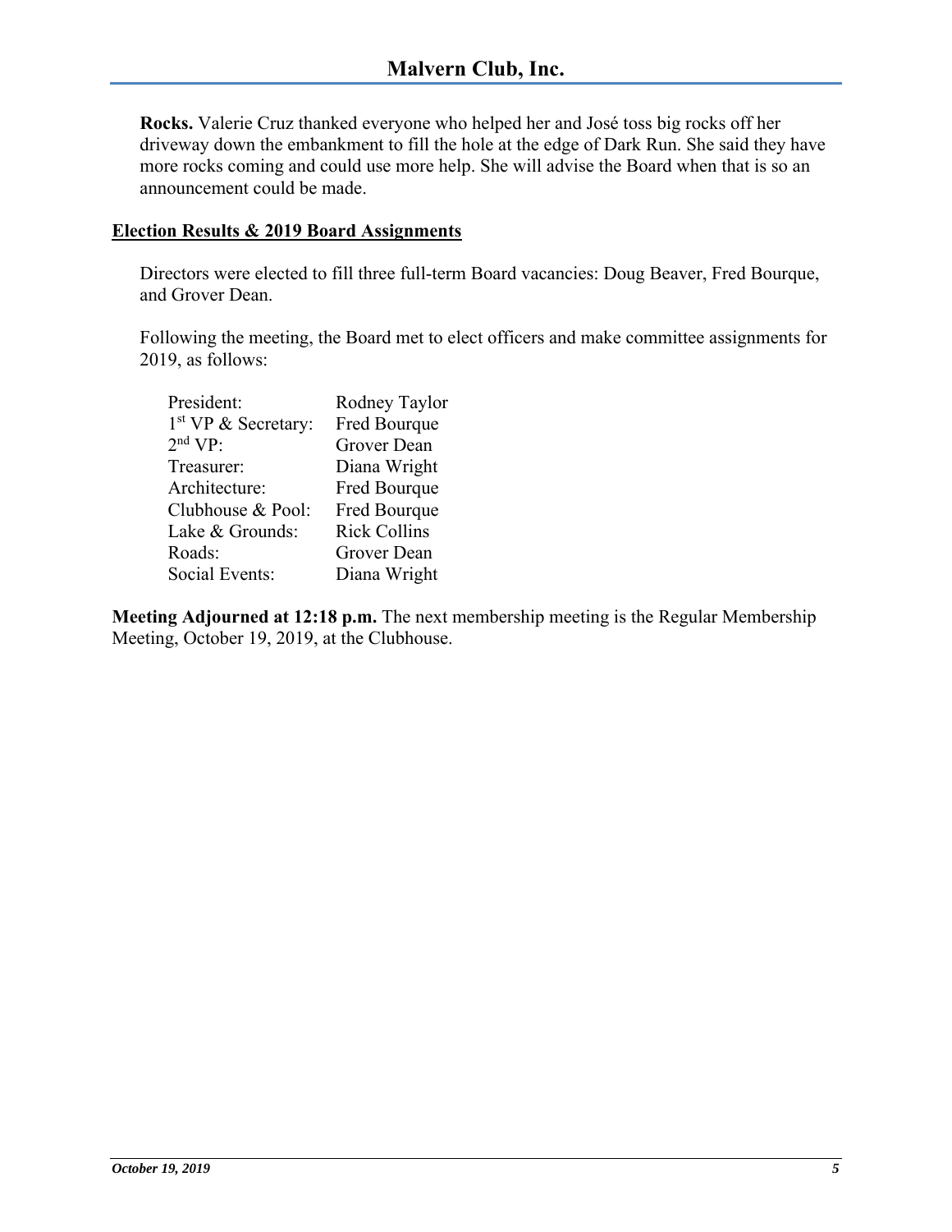**Rocks.** Valerie Cruz thanked everyone who helped her and José toss big rocks off her driveway down the embankment to fill the hole at the edge of Dark Run. She said they have more rocks coming and could use more help. She will advise the Board when that is so an announcement could be made.

## Election Results & 2019 Board Assignments

Directors were elected to fill three full-term Board vacancies: Doug Beaver, Fred Bourque, and Grover Dean.

Following the meeting, the Board met to elect officers and make committee assignments for 2019, as follows:

| | |
|---|---|
| President: | Rodney Taylor |
| 1st VP & Secretary: | Fred Bourque |
| 2nd VP: | Grover Dean |
| Treasurer: | Diana Wright |
| Architecture: | Fred Bourque |
| Clubhouse & Pool: | Fred Bourque |
| Lake & Grounds: | Rick Collins |
| Roads: | Grover Dean |
| Social Events: | Diana Wright |

**Meeting Adjourned at 12:18 p.m.** The next membership meeting is the Regular Membership Meeting, October 19, 2019, at the Clubhouse.